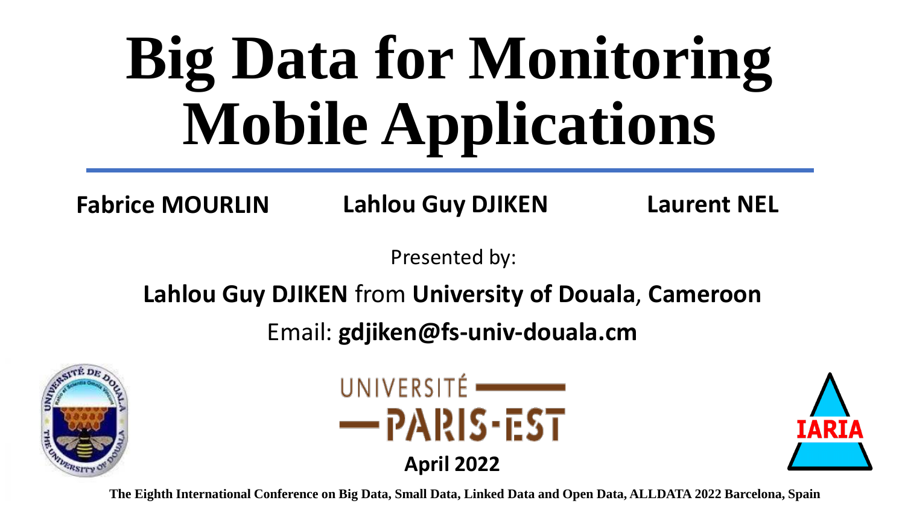# Big Data for Monitoring Mobile Applications

**Fabrice MOURLIN** **Lahlou Guy DJIKEN** **Laurent NEL**

Presented by:

**Lahlou Guy DJIKEN** from **University of Douala**, **Cameroon**

Email: **gdjiken@fs-univ-douala.cm**

UNIVERSITÉ PARIS-EST

**April 2022**

IARIA

**The Eighth International Conference on Big Data, Small Data, Linked Data and Open Data, ALLDATA 2022 Barcelona, Spain**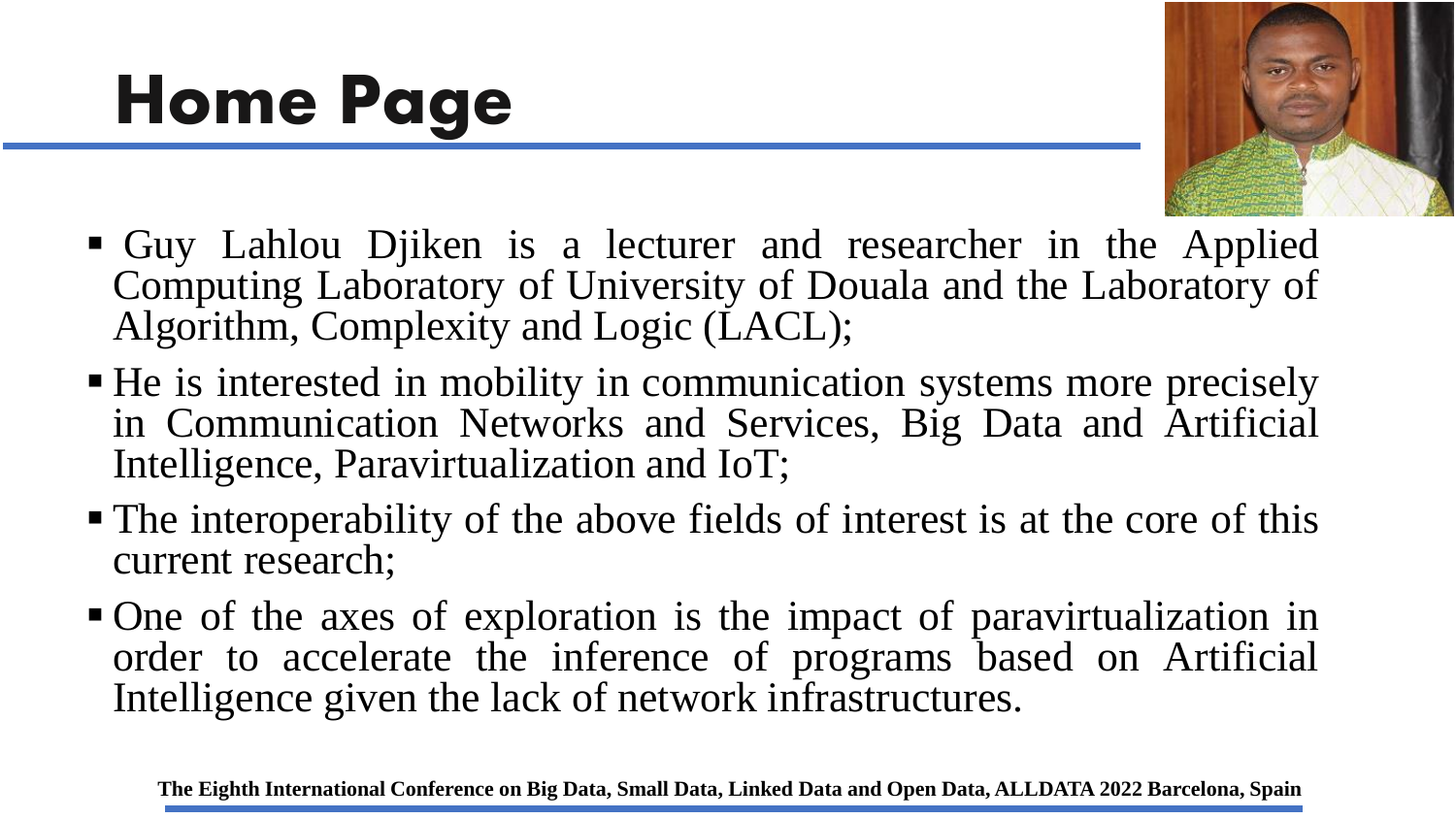# Home Page

- Guy Lahlou Djiken is a lecturer and researcher in the Applied Computing Laboratory of University of Douala and the Laboratory of Algorithm, Complexity and Logic (LACL);
- He is interested in mobility in communication systems more precisely in Communication Networks and Services, Big Data and Artificial Intelligence, Paravirtualization and IoT;
- The interoperability of the above fields of interest is at the core of this current research;
- One of the axes of exploration is the impact of paravirtualization in order to accelerate the inference of programs based on Artificial Intelligence given the lack of network infrastructures.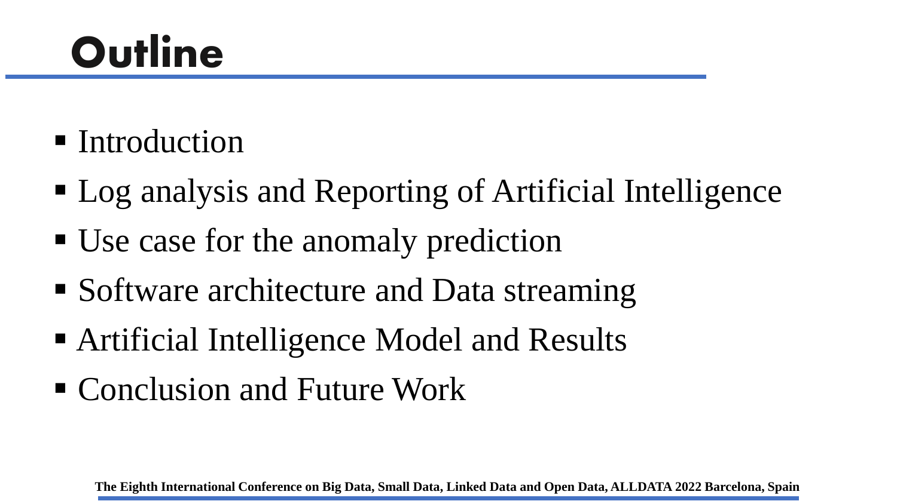# Outline

- Introduction
- Log analysis and Reporting of Artificial Intelligence
- Use case for the anomaly prediction
- Software architecture and Data streaming
- Artificial Intelligence Model and Results
- Conclusion and Future Work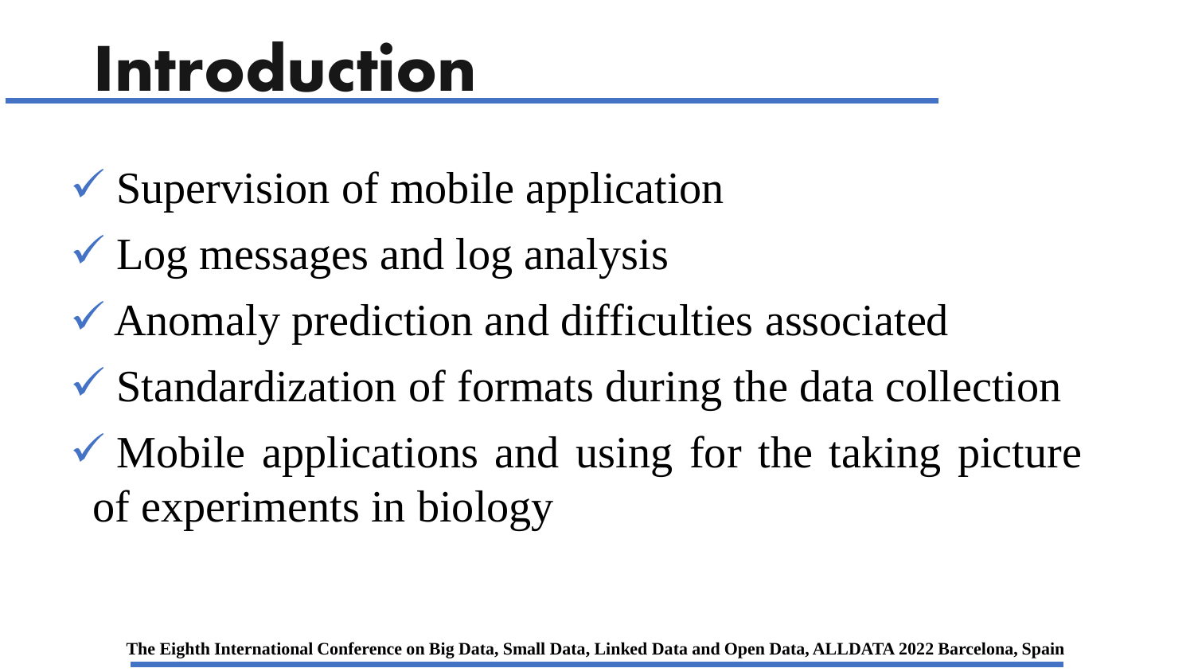# Introduction

- ✓ Supervision of mobile application
- ✓ Log messages and log analysis
- ✓ Anomaly prediction and difficulties associated
- ✓ Standardization of formats during the data collection
- ✓ Mobile applications and using for the taking picture of experiments in biology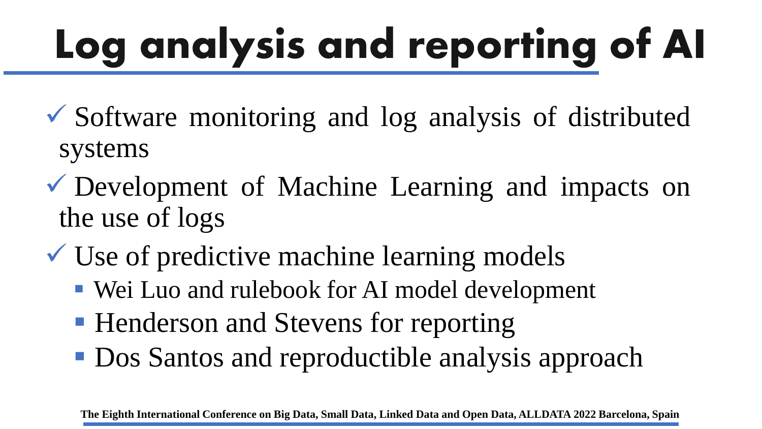# Log analysis and reporting of AI

- ✓ Software monitoring and log analysis of distributed systems
- ✓ Development of Machine Learning and impacts on the use of logs
- ✓ Use of predictive machine learning models
  - Wei Luo and rulebook for AI model development
  - Henderson and Stevens for reporting
  - Dos Santos and reproductible analysis approach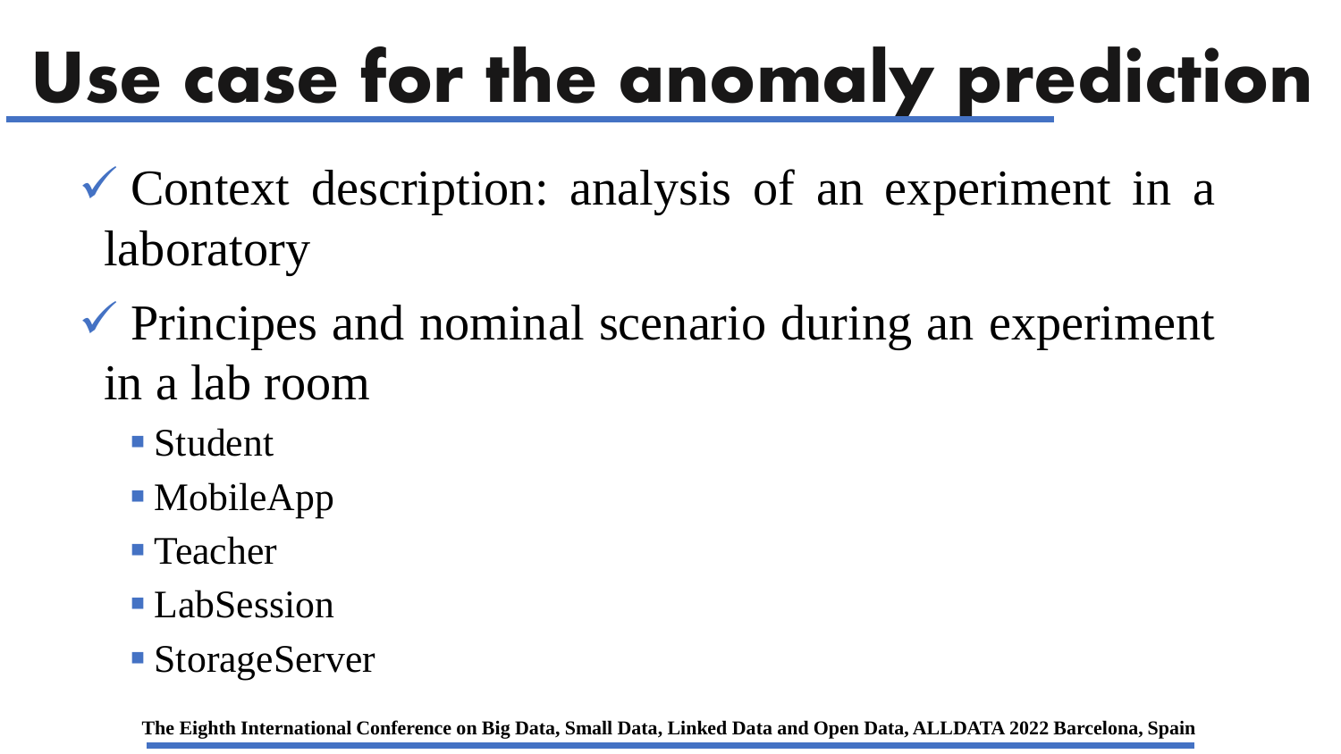# Use case for the anomaly prediction

- ✓ Context description: analysis of an experiment in a laboratory
- ✓ Principes and nominal scenario during an experiment in a lab room
  - Student
  - MobileApp
  - Teacher
  - LabSession
  - StorageServer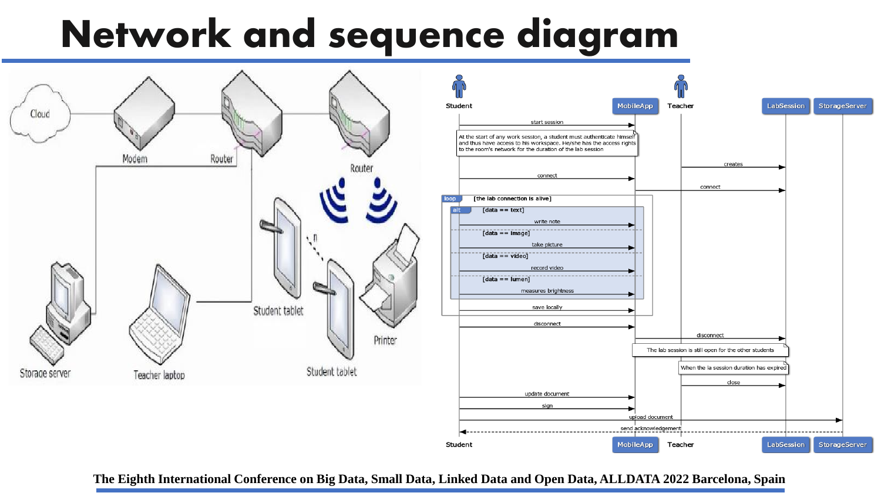# Network and sequence diagram

Cloud, Modem, Router, Router, Student tablet, Student tablet, Printer, Storage server, Teacher laptop

Student, MobileApp, Teacher, LabSession, StorageServer

- start session
- At the start of any work session, a student must authenticate himself and thus have access to his workspace. He/she has the access rights to the room's network for the duration of the lab session
- creates
- connect
- connect
- loop [the lab connection is alive]
  - alt [data == text]
    - write note
  - [data == image]
    - take picture
  - [data == video]
    - record video
  - [data == lumen]
    - measures brightness
  - save locally
- disconnect
- disconnect
- The lab session is still open for the other students
- When the la session duration has expired
- close
- update document
- sign
- upload document
- send acknowledgement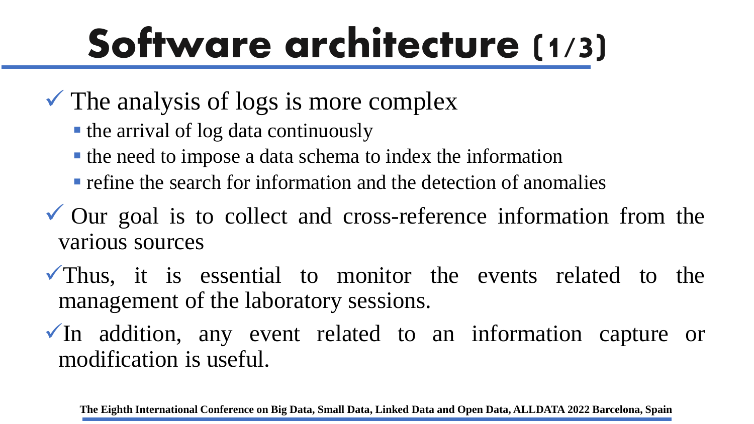# Software architecture (1/3)

- ✓ The analysis of logs is more complex
  - the arrival of log data continuously
  - the need to impose a data schema to index the information
  - refine the search for information and the detection of anomalies
- ✓ Our goal is to collect and cross-reference information from the various sources
- ✓ Thus, it is essential to monitor the events related to the management of the laboratory sessions.
- ✓ In addition, any event related to an information capture or modification is useful.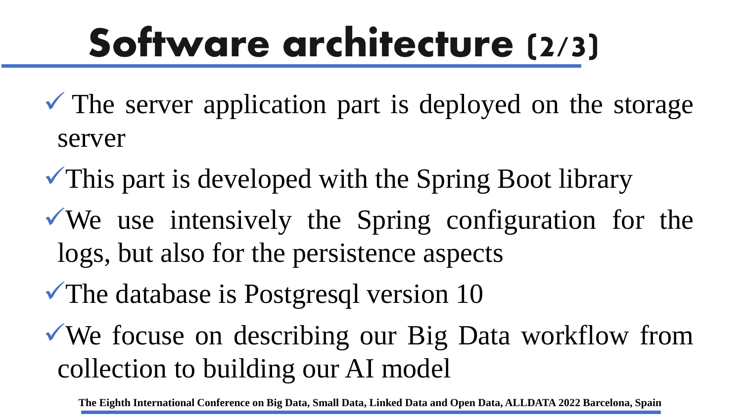# Software architecture (2/3)

- ✓ The server application part is deployed on the storage server
- ✓ This part is developed with the Spring Boot library
- ✓ We use intensively the Spring configuration for the logs, but also for the persistence aspects
- ✓ The database is Postgresql version 10
- ✓ We focuse on describing our Big Data workflow from collection to building our AI model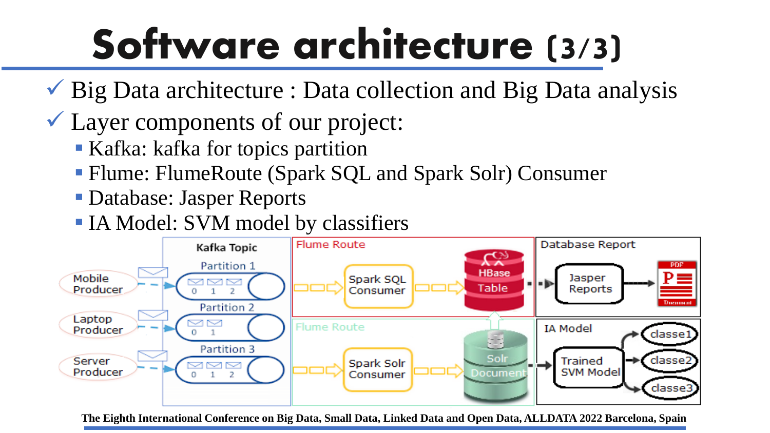# Software architecture (3/3)

- Big Data architecture : Data collection and Big Data analysis
- Layer components of our project:
  - Kafka: kafka for topics partition
  - Flume: FlumeRoute (Spark SQL and Spark Solr) Consumer
  - Database: Jasper Reports
  - IA Model: SVM model by classifiers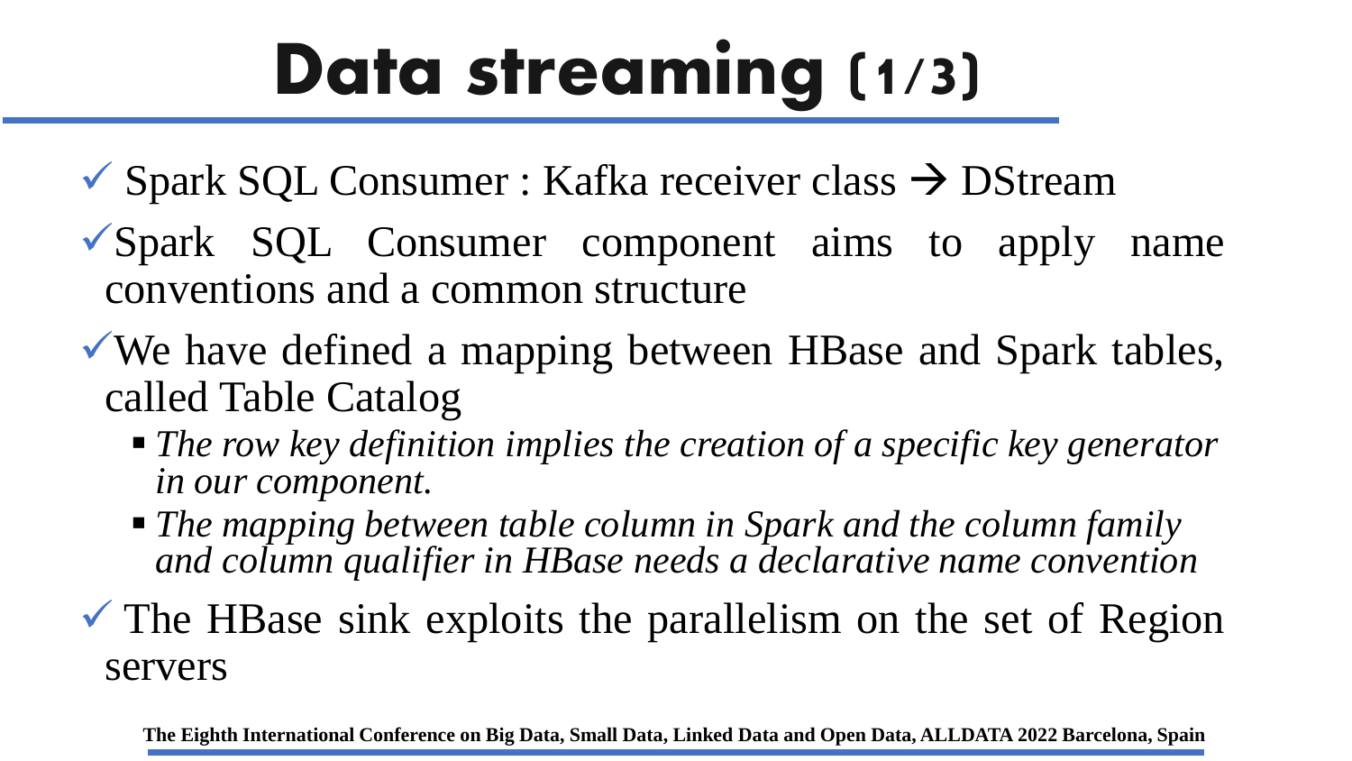# Data streaming (1/3)

- ✓ Spark SQL Consumer : Kafka receiver class → DStream
- ✓ Spark SQL Consumer component aims to apply name conventions and a common structure
- ✓ We have defined a mapping between HBase and Spark tables, called Table Catalog
  - *The row key definition implies the creation of a specific key generator in our component.*
  - *The mapping between table column in Spark and the column family and column qualifier in HBase needs a declarative name convention*
- ✓ The HBase sink exploits the parallelism on the set of Region servers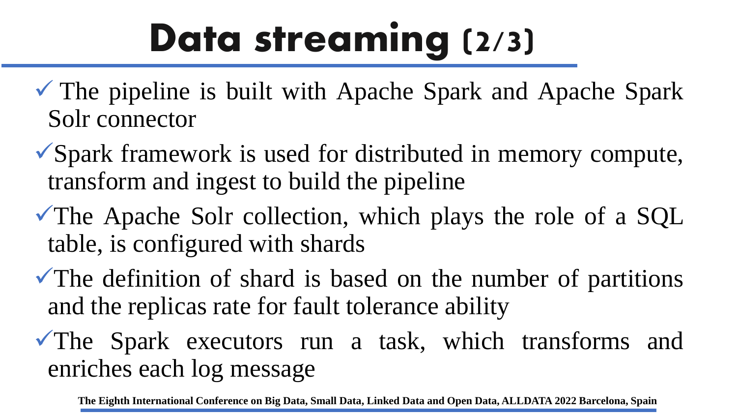# Data streaming (2/3)

- ✓ The pipeline is built with Apache Spark and Apache Spark Solr connector
- ✓ Spark framework is used for distributed in memory compute, transform and ingest to build the pipeline
- ✓ The Apache Solr collection, which plays the role of a SQL table, is configured with shards
- ✓ The definition of shard is based on the number of partitions and the replicas rate for fault tolerance ability
- ✓ The Spark executors run a task, which transforms and enriches each log message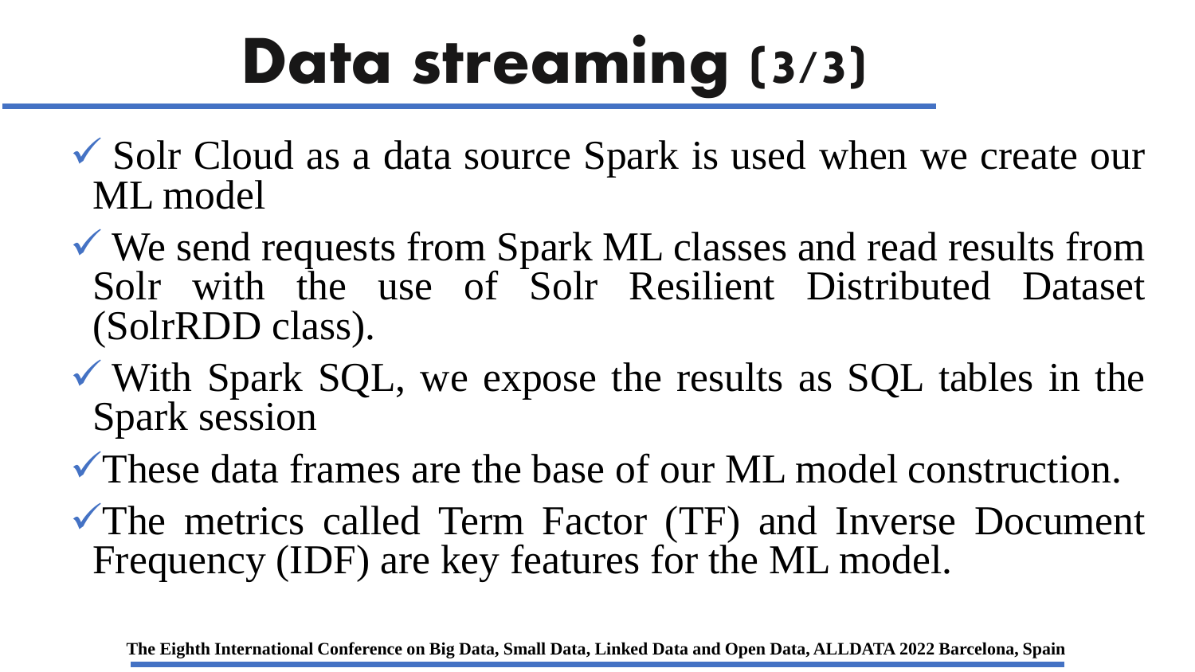# Data streaming (3/3)

- ✓ Solr Cloud as a data source Spark is used when we create our ML model
- ✓ We send requests from Spark ML classes and read results from Solr with the use of Solr Resilient Distributed Dataset (SolrRDD class).
- ✓ With Spark SQL, we expose the results as SQL tables in the Spark session
- ✓ These data frames are the base of our ML model construction.
- ✓ The metrics called Term Factor (TF) and Inverse Document Frequency (IDF) are key features for the ML model.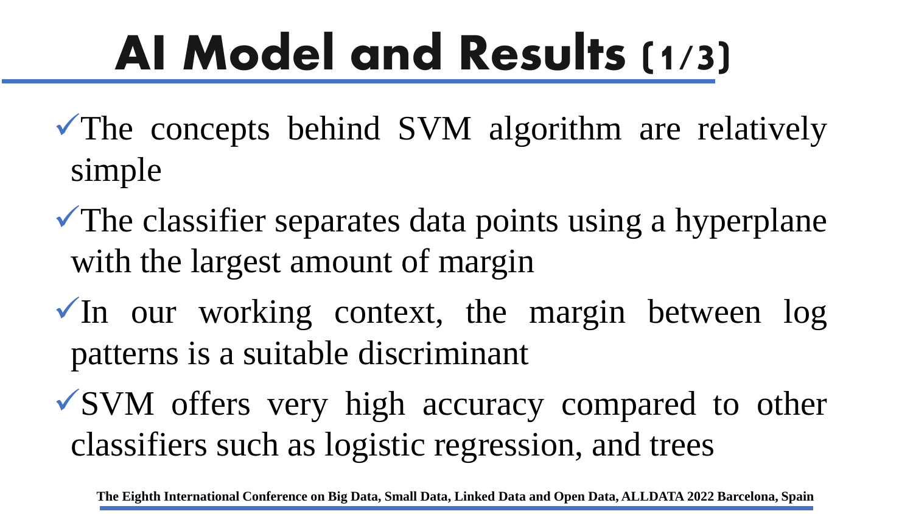# AI Model and Results (1/3)

- ✓The concepts behind SVM algorithm are relatively simple
- ✓The classifier separates data points using a hyperplane with the largest amount of margin
- ✓In our working context, the margin between log patterns is a suitable discriminant
- ✓SVM offers very high accuracy compared to other classifiers such as logistic regression, and trees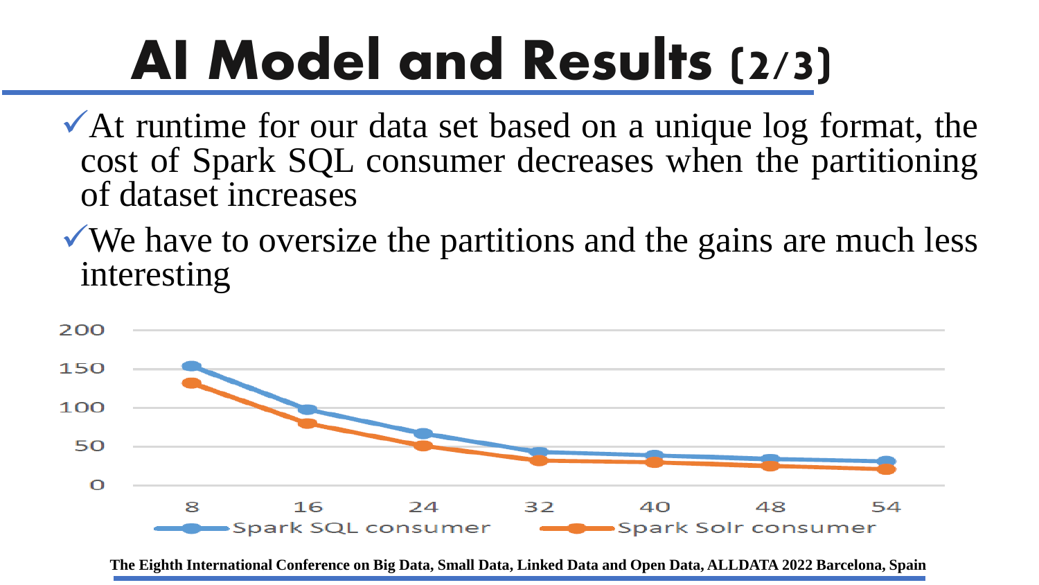# AI Model and Results (2/3)

- ✓At runtime for our data set based on a unique log format, the cost of Spark SQL consumer decreases when the partitioning of dataset increases
- ✓We have to oversize the partitions and the gains are much less interesting

200

150

100

50

0

8 16 24 32 40 48 54

Spark SQL consumer   Spark Solr consumer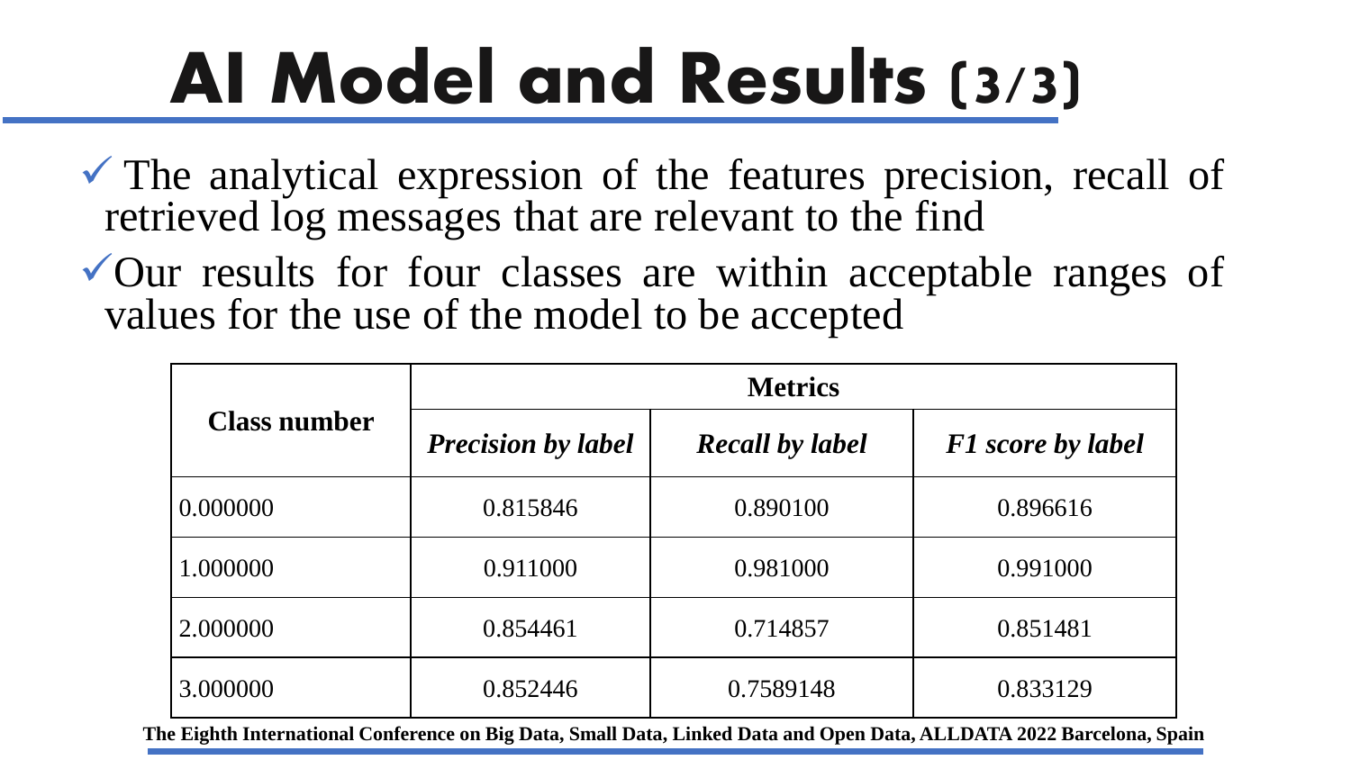# AI Model and Results (3/3)

- ✓ The analytical expression of the features precision, recall of retrieved log messages that are relevant to the find
- ✓ Our results for four classes are within acceptable ranges of values for the use of the model to be accepted

| Class number | Metrics | | |
|---|---|---|---|
| | ***Precision by label*** | ***Recall by label*** | ***F1 score by label*** |
| 0.000000 | 0.815846 | 0.890100 | 0.896616 |
| 1.000000 | 0.911000 | 0.981000 | 0.991000 |
| 2.000000 | 0.854461 | 0.714857 | 0.851481 |
| 3.000000 | 0.852446 | 0.7589148 | 0.833129 |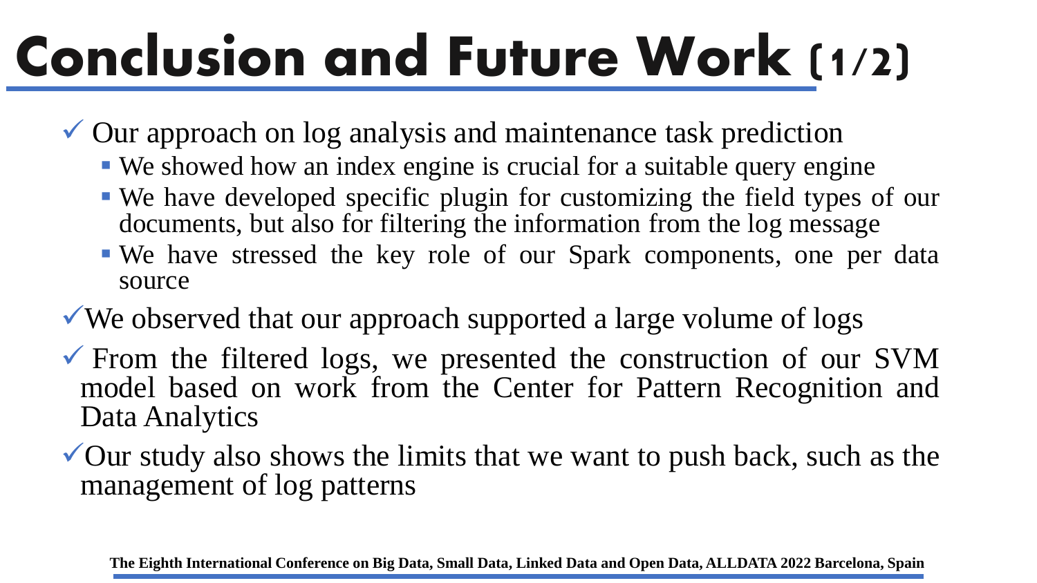# Conclusion and Future Work (1/2)

- ✓ Our approach on log analysis and maintenance task prediction
  - We showed how an index engine is crucial for a suitable query engine
  - We have developed specific plugin for customizing the field types of our documents, but also for filtering the information from the log message
  - We have stressed the key role of our Spark components, one per data source
- ✓ We observed that our approach supported a large volume of logs
- ✓ From the filtered logs, we presented the construction of our SVM model based on work from the Center for Pattern Recognition and Data Analytics
- ✓ Our study also shows the limits that we want to push back, such as the management of log patterns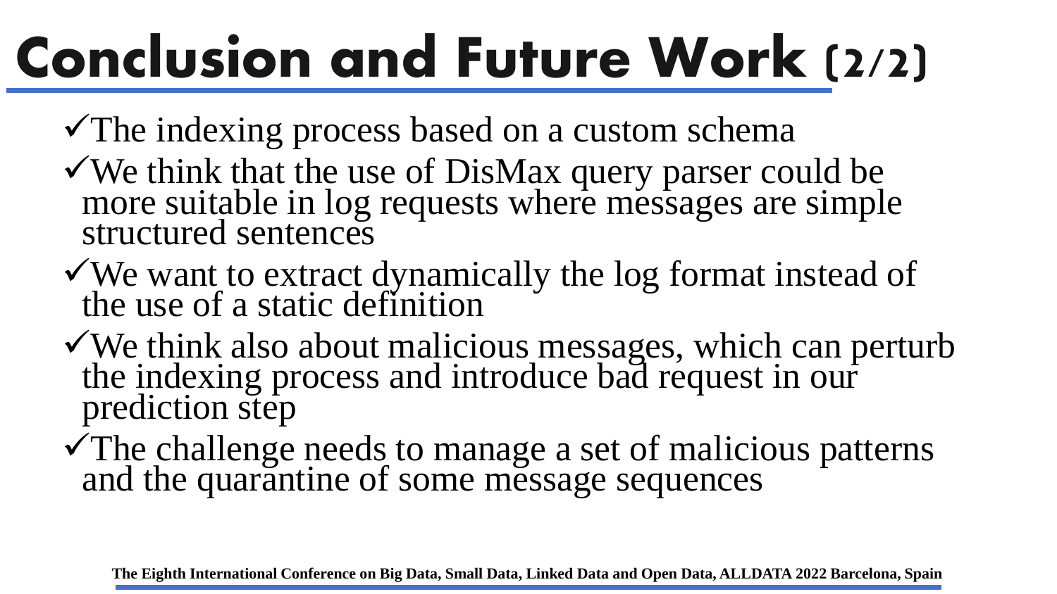# Conclusion and Future Work (2/2)

- ✓The indexing process based on a custom schema
- ✓We think that the use of DisMax query parser could be more suitable in log requests where messages are simple structured sentences
- ✓We want to extract dynamically the log format instead of the use of a static definition
- ✓We think also about malicious messages, which can perturb the indexing process and introduce bad request in our prediction step
- ✓The challenge needs to manage a set of malicious patterns and the quarantine of some message sequences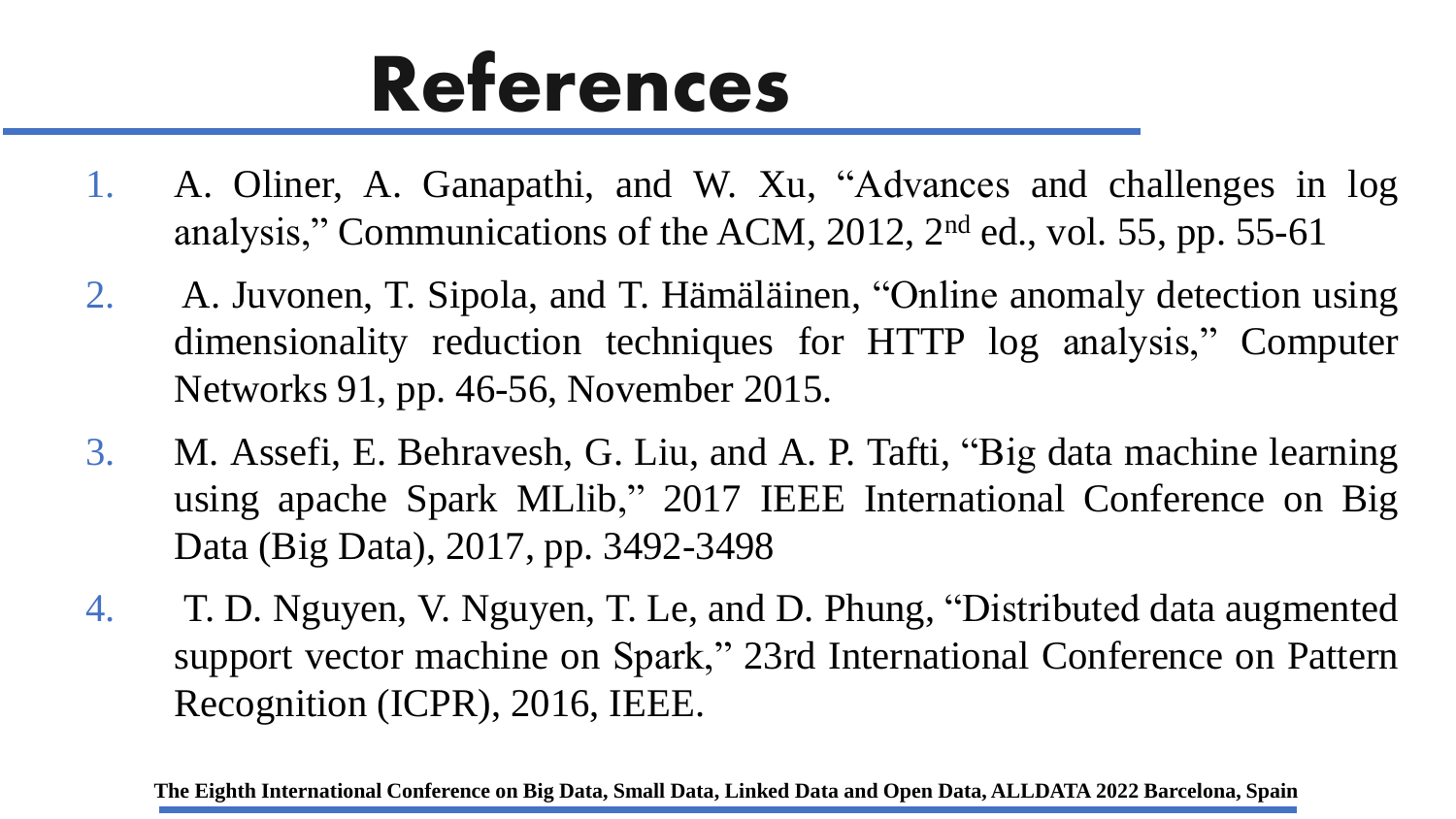# References

1. A. Oliner, A. Ganapathi, and W. Xu, "Advances and challenges in log analysis," Communications of the ACM, 2012, 2nd ed., vol. 55, pp. 55-61
2. A. Juvonen, T. Sipola, and T. Hämäläinen, "Online anomaly detection using dimensionality reduction techniques for HTTP log analysis," Computer Networks 91, pp. 46-56, November 2015.
3. M. Assefi, E. Behravesh, G. Liu, and A. P. Tafti, "Big data machine learning using apache Spark MLlib," 2017 IEEE International Conference on Big Data (Big Data), 2017, pp. 3492-3498
4. T. D. Nguyen, V. Nguyen, T. Le, and D. Phung, "Distributed data augmented support vector machine on Spark," 23rd International Conference on Pattern Recognition (ICPR), 2016, IEEE.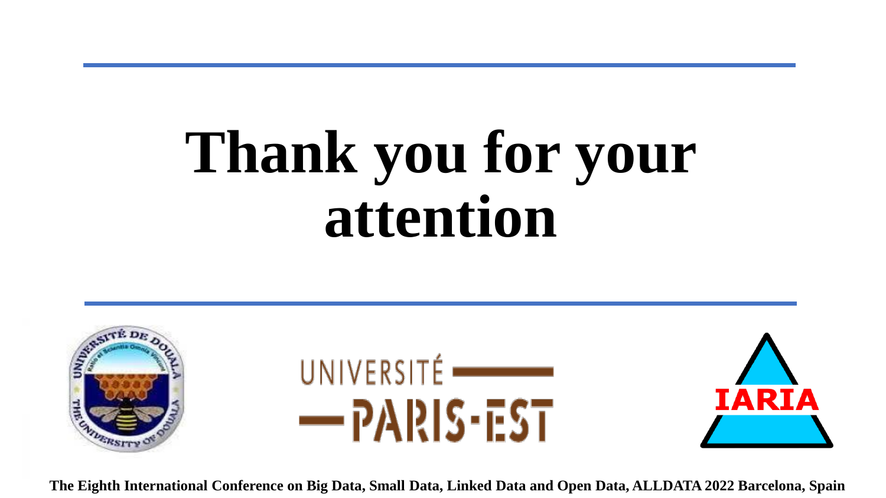# Thank you for your attention

The Eighth International Conference on Big Data, Small Data, Linked Data and Open Data, ALLDATA 2022 Barcelona, Spain